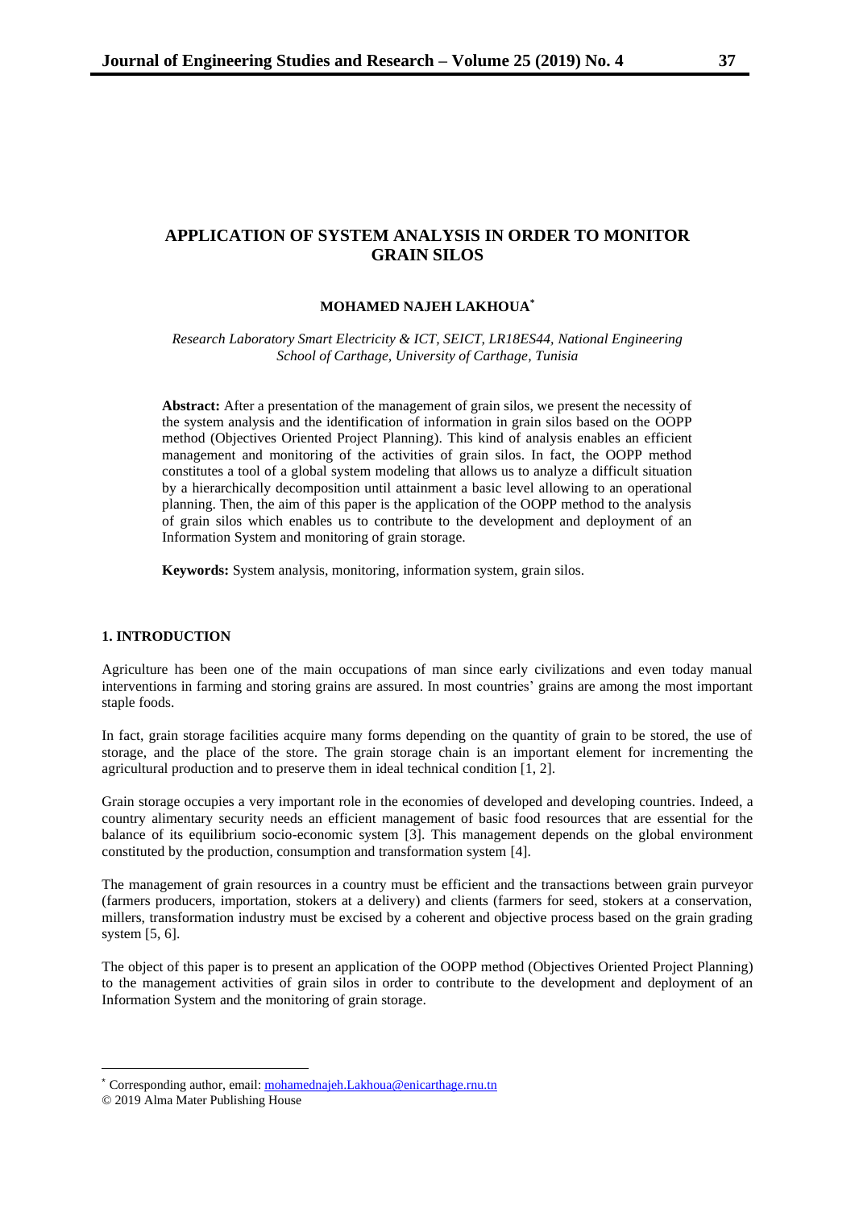# APPLICATION OF SYSTEM ANALYSIS IN ORDER TO MONITOR GRAIN SILOS

**MOHAMED NAJEH LAKHOUA***

*Research Laboratory Smart Electricity & ICT, SEICT, LR18ES44, National Engineering School of Carthage, University of Carthage, Tunisia*

**Abstract:** After a presentation of the management of grain silos, we present the necessity of the system analysis and the identification of information in grain silos based on the OOPP method (Objectives Oriented Project Planning). This kind of analysis enables an efficient management and monitoring of the activities of grain silos. In fact, the OOPP method constitutes a tool of a global system modeling that allows us to analyze a difficult situation by a hierarchically decomposition until attainment a basic level allowing to an operational planning. Then, the aim of this paper is the application of the OOPP method to the analysis of grain silos which enables us to contribute to the development and deployment of an Information System and monitoring of grain storage.

**Keywords:** System analysis, monitoring, information system, grain silos.

## 1. INTRODUCTION

Agriculture has been one of the main occupations of man since early civilizations and even today manual interventions in farming and storing grains are assured. In most countries' grains are among the most important staple foods.

In fact, grain storage facilities acquire many forms depending on the quantity of grain to be stored, the use of storage, and the place of the store. The grain storage chain is an important element for incrementing the agricultural production and to preserve them in ideal technical condition [1, 2].

Grain storage occupies a very important role in the economies of developed and developing countries. Indeed, a country alimentary security needs an efficient management of basic food resources that are essential for the balance of its equilibrium socio-economic system [3]. This management depends on the global environment constituted by the production, consumption and transformation system [4].

The management of grain resources in a country must be efficient and the transactions between grain purveyor (farmers producers, importation, stokers at a delivery) and clients (farmers for seed, stokers at a conservation, millers, transformation industry must be excised by a coherent and objective process based on the grain grading system [5, 6].

The object of this paper is to present an application of the OOPP method (Objectives Oriented Project Planning) to the management activities of grain silos in order to contribute to the development and deployment of an Information System and the monitoring of grain storage.

---

* Corresponding author, email: mohamednajeh.Lakhoua@enicarthage.rnu.tn

© 2019 Alma Mater Publishing House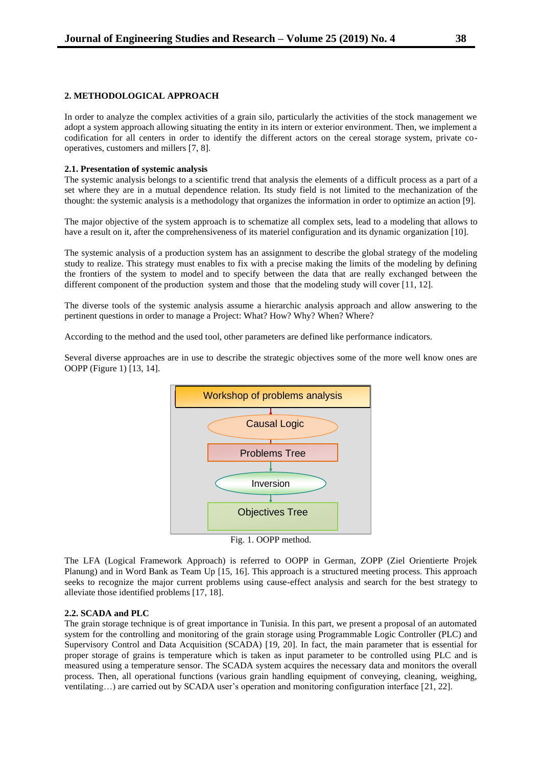## 2. METHODOLOGICAL APPROACH

In order to analyze the complex activities of a grain silo, particularly the activities of the stock management we adopt a system approach allowing situating the entity in its intern or exterior environment. Then, we implement a codification for all centers in order to identify the different actors on the cereal storage system, private co-operatives, customers and millers [7, 8].

### 2.1. Presentation of systemic analysis

The systemic analysis belongs to a scientific trend that analysis the elements of a difficult process as a part of a set where they are in a mutual dependence relation. Its study field is not limited to the mechanization of the thought: the systemic analysis is a methodology that organizes the information in order to optimize an action [9].

The major objective of the system approach is to schematize all complex sets, lead to a modeling that allows to have a result on it, after the comprehensiveness of its materiel configuration and its dynamic organization [10].

The systemic analysis of a production system has an assignment to describe the global strategy of the modeling study to realize. This strategy must enables to fix with a precise making the limits of the modeling by defining the frontiers of the system to model and to specify between the data that are really exchanged between the different component of the production system and those that the modeling study will cover [11, 12].

The diverse tools of the systemic analysis assume a hierarchic analysis approach and allow answering to the pertinent questions in order to manage a Project: What? How? Why? When? Where?

According to the method and the used tool, other parameters are defined like performance indicators.

Several diverse approaches are in use to describe the strategic objectives some of the more well know ones are OOPP (Figure 1) [13, 14].

Workshop of problems analysis → Causal Logic → Problems Tree → Inversion → Objectives Tree

Fig. 1. OOPP method.

The LFA (Logical Framework Approach) is referred to OOPP in German, ZOPP (Ziel Orientierte Projek Planung) and in Word Bank as Team Up [15, 16]. This approach is a structured meeting process. This approach seeks to recognize the major current problems using cause-effect analysis and search for the best strategy to alleviate those identified problems [17, 18].

### 2.2. SCADA and PLC

The grain storage technique is of great importance in Tunisia. In this part, we present a proposal of an automated system for the controlling and monitoring of the grain storage using Programmable Logic Controller (PLC) and Supervisory Control and Data Acquisition (SCADA) [19, 20]. In fact, the main parameter that is essential for proper storage of grains is temperature which is taken as input parameter to be controlled using PLC and is measured using a temperature sensor. The SCADA system acquires the necessary data and monitors the overall process. Then, all operational functions (various grain handling equipment of conveying, cleaning, weighing, ventilating…) are carried out by SCADA user's operation and monitoring configuration interface [21, 22].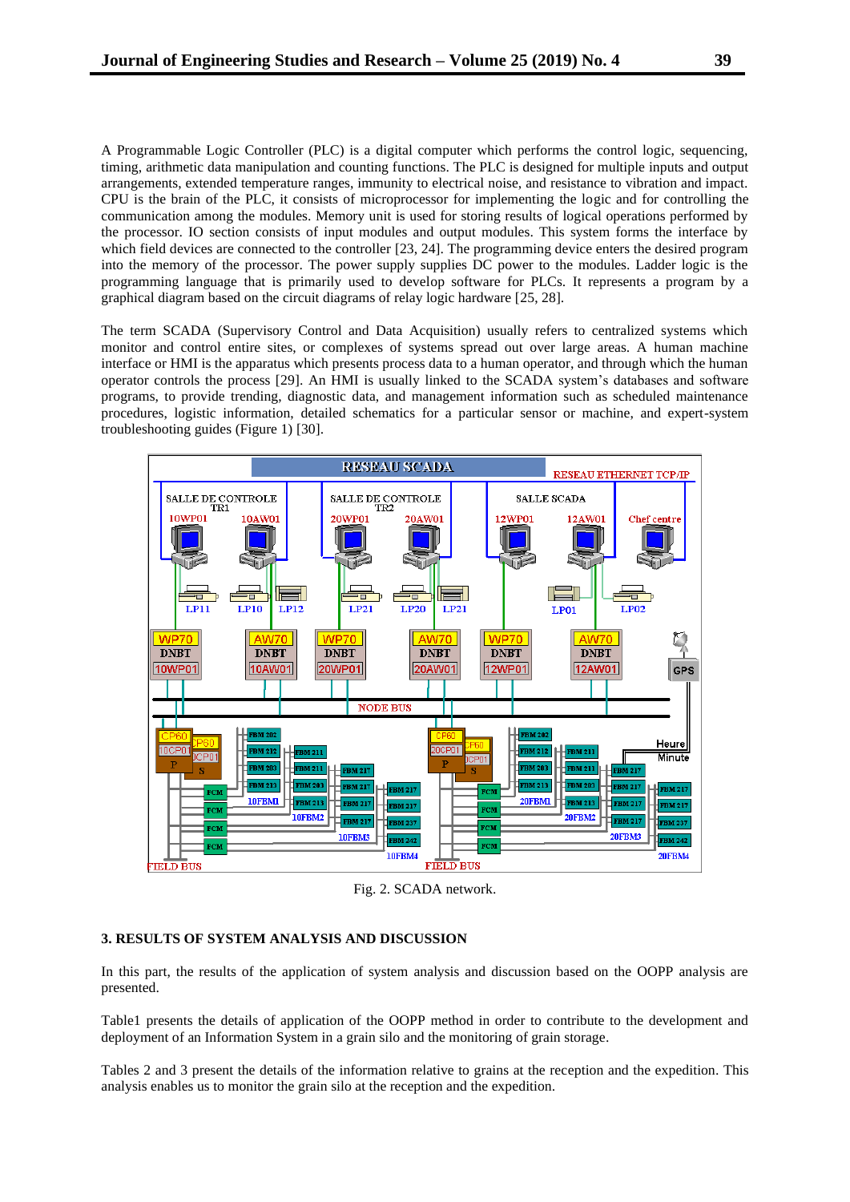A Programmable Logic Controller (PLC) is a digital computer which performs the control logic, sequencing, timing, arithmetic data manipulation and counting functions. The PLC is designed for multiple inputs and output arrangements, extended temperature ranges, immunity to electrical noise, and resistance to vibration and impact. CPU is the brain of the PLC, it consists of microprocessor for implementing the logic and for controlling the communication among the modules. Memory unit is used for storing results of logical operations performed by the processor. IO section consists of input modules and output modules. This system forms the interface by which field devices are connected to the controller [23, 24]. The programming device enters the desired program into the memory of the processor. The power supply supplies DC power to the modules. Ladder logic is the programming language that is primarily used to develop software for PLCs. It represents a program by a graphical diagram based on the circuit diagrams of relay logic hardware [25, 28].

The term SCADA (Supervisory Control and Data Acquisition) usually refers to centralized systems which monitor and control entire sites, or complexes of systems spread out over large areas. A human machine interface or HMI is the apparatus which presents process data to a human operator, and through which the human operator controls the process [29]. An HMI is usually linked to the SCADA system's databases and software programs, to provide trending, diagnostic data, and management information such as scheduled maintenance procedures, logistic information, detailed schematics for a particular sensor or machine, and expert-system troubleshooting guides (Figure 1) [30].

Fig. 2. SCADA network.

## 3. RESULTS OF SYSTEM ANALYSIS AND DISCUSSION

In this part, the results of the application of system analysis and discussion based on the OOPP analysis are presented.

Table1 presents the details of application of the OOPP method in order to contribute to the development and deployment of an Information System in a grain silo and the monitoring of grain storage.

Tables 2 and 3 present the details of the information relative to grains at the reception and the expedition. This analysis enables us to monitor the grain silo at the reception and the expedition.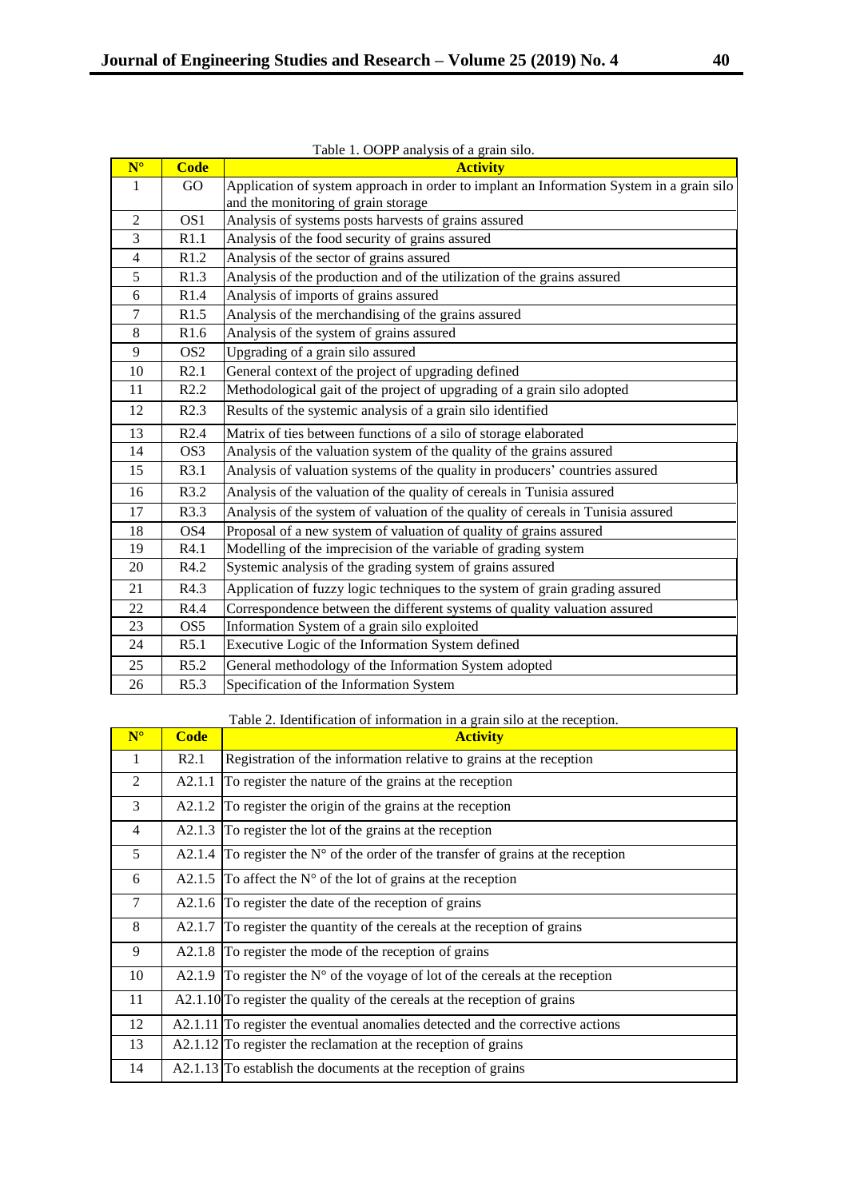Table 1. OOPP analysis of a grain silo.

| N° | Code | Activity |
|---|---|---|
| 1 | GO | Application of system approach in order to implant an Information System in a grain silo and the monitoring of grain storage |
| 2 | OS1 | Analysis of systems posts harvests of grains assured |
| 3 | R1.1 | Analysis of the food security of grains assured |
| 4 | R1.2 | Analysis of the sector of grains assured |
| 5 | R1.3 | Analysis of the production and of the utilization of the grains assured |
| 6 | R1.4 | Analysis of imports of grains assured |
| 7 | R1.5 | Analysis of the merchandising of the grains assured |
| 8 | R1.6 | Analysis of the system of grains assured |
| 9 | OS2 | Upgrading of a grain silo assured |
| 10 | R2.1 | General context of the project of upgrading defined |
| 11 | R2.2 | Methodological gait of the project of upgrading of a grain silo adopted |
| 12 | R2.3 | Results of the systemic analysis of a grain silo identified |
| 13 | R2.4 | Matrix of ties between functions of a silo of storage elaborated |
| 14 | OS3 | Analysis of the valuation system of the quality of the grains assured |
| 15 | R3.1 | Analysis of valuation systems of the quality in producers' countries assured |
| 16 | R3.2 | Analysis of the valuation of the quality of cereals in Tunisia assured |
| 17 | R3.3 | Analysis of the system of valuation of the quality of cereals in Tunisia assured |
| 18 | OS4 | Proposal of a new system of valuation of quality of grains assured |
| 19 | R4.1 | Modelling of the imprecision of the variable of grading system |
| 20 | R4.2 | Systemic analysis of the grading system of grains assured |
| 21 | R4.3 | Application of fuzzy logic techniques to the system of grain grading assured |
| 22 | R4.4 | Correspondence between the different systems of quality valuation assured |
| 23 | OS5 | Information System of a grain silo exploited |
| 24 | R5.1 | Executive Logic of the Information System defined |
| 25 | R5.2 | General methodology of the Information System adopted |
| 26 | R5.3 | Specification of the Information System |

Table 2. Identification of information in a grain silo at the reception.

| N° | Code | Activity |
|---|---|---|
| 1 | R2.1 | Registration of the information relative to grains at the reception |
| 2 | A2.1.1 | To register the nature of the grains at the reception |
| 3 | A2.1.2 | To register the origin of the grains at the reception |
| 4 | A2.1.3 | To register the lot of the grains at the reception |
| 5 | A2.1.4 | To register the N° of the order of the transfer of grains at the reception |
| 6 | A2.1.5 | To affect the N° of the lot of grains at the reception |
| 7 | A2.1.6 | To register the date of the reception of grains |
| 8 | A2.1.7 | To register the quantity of the cereals at the reception of grains |
| 9 | A2.1.8 | To register the mode of the reception of grains |
| 10 | A2.1.9 | To register the N° of the voyage of lot of the cereals at the reception |
| 11 | A2.1.10 | To register the quality of the cereals at the reception of grains |
| 12 | A2.1.11 | To register the eventual anomalies detected and the corrective actions |
| 13 | A2.1.12 | To register the reclamation at the reception of grains |
| 14 | A2.1.13 | To establish the documents at the reception of grains |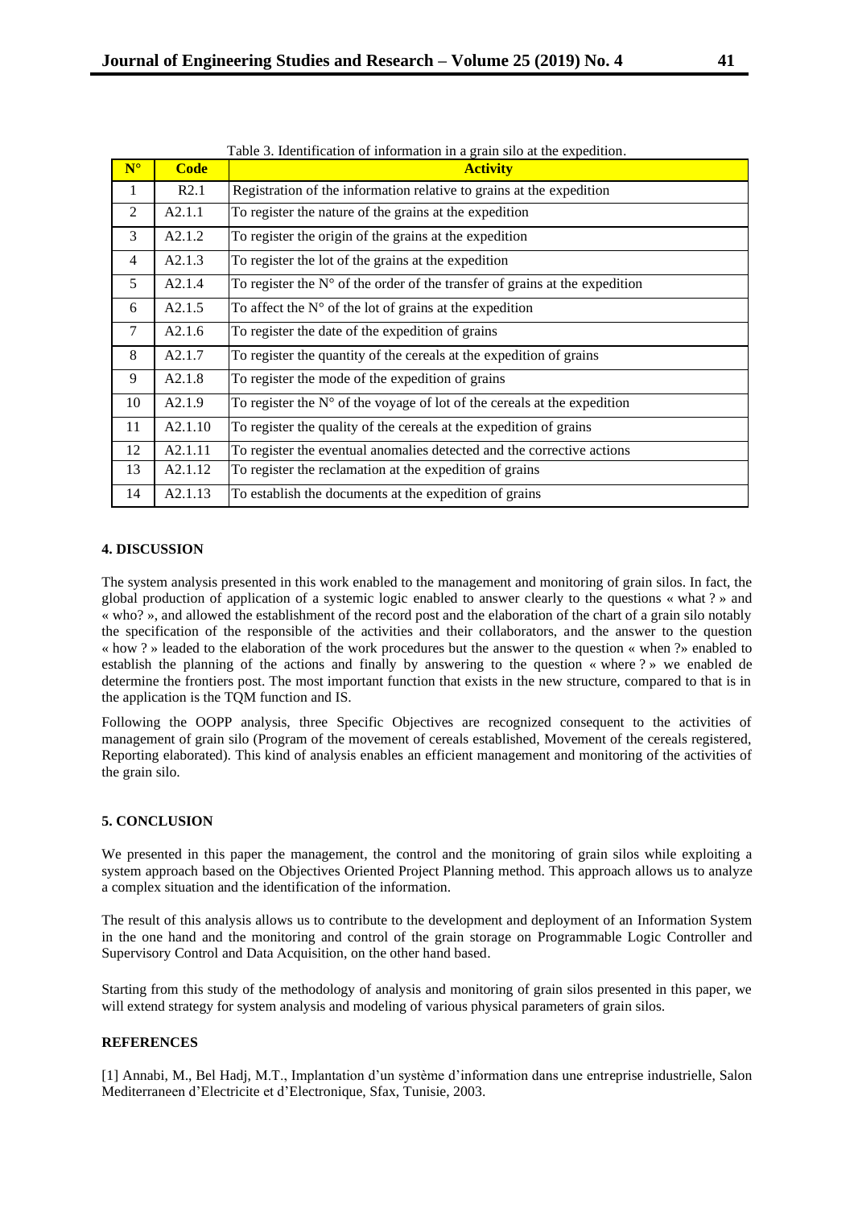Table 3. Identification of information in a grain silo at the expedition.

| N° | Code | Activity |
|---|---|---|
| 1 | R2.1 | Registration of the information relative to grains at the expedition |
| 2 | A2.1.1 | To register the nature of the grains at the expedition |
| 3 | A2.1.2 | To register the origin of the grains at the expedition |
| 4 | A2.1.3 | To register the lot of the grains at the expedition |
| 5 | A2.1.4 | To register the N° of the order of the transfer of grains at the expedition |
| 6 | A2.1.5 | To affect the N° of the lot of grains at the expedition |
| 7 | A2.1.6 | To register the date of the expedition of grains |
| 8 | A2.1.7 | To register the quantity of the cereals at the expedition of grains |
| 9 | A2.1.8 | To register the mode of the expedition of grains |
| 10 | A2.1.9 | To register the N° of the voyage of lot of the cereals at the expedition |
| 11 | A2.1.10 | To register the quality of the cereals at the expedition of grains |
| 12 | A2.1.11 | To register the eventual anomalies detected and the corrective actions |
| 13 | A2.1.12 | To register the reclamation at the expedition of grains |
| 14 | A2.1.13 | To establish the documents at the expedition of grains |

## 4. DISCUSSION

The system analysis presented in this work enabled to the management and monitoring of grain silos. In fact, the global production of application of a systemic logic enabled to answer clearly to the questions « what ? » and « who? », and allowed the establishment of the record post and the elaboration of the chart of a grain silo notably the specification of the responsible of the activities and their collaborators, and the answer to the question « how ? » leaded to the elaboration of the work procedures but the answer to the question « when ?» enabled to establish the planning of the actions and finally by answering to the question « where ? » we enabled de determine the frontiers post. The most important function that exists in the new structure, compared to that is in the application is the TQM function and IS.

Following the OOPP analysis, three Specific Objectives are recognized consequent to the activities of management of grain silo (Program of the movement of cereals established, Movement of the cereals registered, Reporting elaborated). This kind of analysis enables an efficient management and monitoring of the activities of the grain silo.

## 5. CONCLUSION

We presented in this paper the management, the control and the monitoring of grain silos while exploiting a system approach based on the Objectives Oriented Project Planning method. This approach allows us to analyze a complex situation and the identification of the information.

The result of this analysis allows us to contribute to the development and deployment of an Information System in the one hand and the monitoring and control of the grain storage on Programmable Logic Controller and Supervisory Control and Data Acquisition, on the other hand based.

Starting from this study of the methodology of analysis and monitoring of grain silos presented in this paper, we will extend strategy for system analysis and modeling of various physical parameters of grain silos.

## REFERENCES

[1] Annabi, M., Bel Hadj, M.T., Implantation d'un système d'information dans une entreprise industrielle, Salon Mediterraneen d'Electricite et d'Electronique, Sfax, Tunisie, 2003.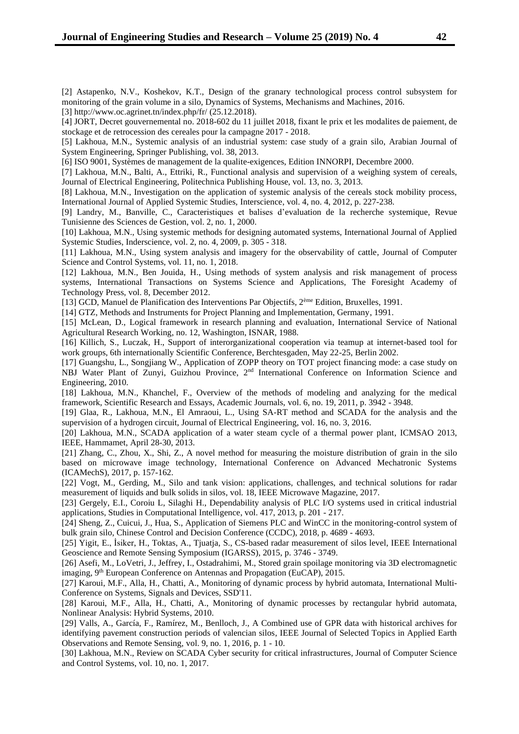[2] Astapenko, N.V., Koshekov, K.T., Design of the granary technological process control subsystem for monitoring of the grain volume in a silo, Dynamics of Systems, Mechanisms and Machines, 2016.

[3] http://www.oc.agrinet.tn/index.php/fr/ (25.12.2018).

[4] JORT, Decret gouvernemental no. 2018-602 du 11 juillet 2018, fixant le prix et les modalites de paiement, de stockage et de retrocession des cereales pour la campagne 2017 - 2018.

[5] Lakhoua, M.N., Systemic analysis of an industrial system: case study of a grain silo, Arabian Journal of System Engineering, Springer Publishing, vol. 38, 2013.

[6] ISO 9001, Systèmes de management de la qualite-exigences, Edition INNORPI, Decembre 2000.

[7] Lakhoua, M.N., Balti, A., Ettriki, R., Functional analysis and supervision of a weighing system of cereals, Journal of Electrical Engineering, Politechnica Publishing House, vol. 13, no. 3, 2013.

[8] Lakhoua, M.N., Investigation on the application of systemic analysis of the cereals stock mobility process, International Journal of Applied Systemic Studies, Interscience, vol. 4, no. 4, 2012, p. 227-238.

[9] Landry, M., Banville, C., Caracteristiques et balises d'evaluation de la recherche systemique, Revue Tunisienne des Sciences de Gestion, vol. 2, no. 1, 2000.

[10] Lakhoua, M.N., Using systemic methods for designing automated systems, International Journal of Applied Systemic Studies, Inderscience, vol. 2, no. 4, 2009, p. 305 - 318.

[11] Lakhoua, M.N., Using system analysis and imagery for the observability of cattle, Journal of Computer Science and Control Systems, vol. 11, no. 1, 2018.

[12] Lakhoua, M.N., Ben Jouida, H., Using methods of system analysis and risk management of process systems, International Transactions on Systems Science and Applications, The Foresight Academy of Technology Press, vol. 8, December 2012.

[13] GCD, Manuel de Planification des Interventions Par Objectifs, 2ème Edition, Bruxelles, 1991.

[14] GTZ, Methods and Instruments for Project Planning and Implementation, Germany, 1991.

[15] McLean, D., Logical framework in research planning and evaluation, International Service of National Agricultural Research Working, no. 12, Washington, ISNAR, 1988.

[16] Killich, S., Luczak, H., Support of interorganizational cooperation via teamup at internet-based tool for work groups, 6th internationally Scientific Conference, Berchtesgaden, May 22-25, Berlin 2002.

[17] Guangshu, L., Songjiang W., Application of ZOPP theory on TOT project financing mode: a case study on NBJ Water Plant of Zunyi, Guizhou Province, 2nd International Conference on Information Science and Engineering, 2010.

[18] Lakhoua, M.N., Khanchel, F., Overview of the methods of modeling and analyzing for the medical framework, Scientific Research and Essays, Academic Journals, vol. 6, no. 19, 2011, p. 3942 - 3948.

[19] Glaa, R., Lakhoua, M.N., El Amraoui, L., Using SA-RT method and SCADA for the analysis and the supervision of a hydrogen circuit, Journal of Electrical Engineering, vol. 16, no. 3, 2016.

[20] Lakhoua, M.N., SCADA application of a water steam cycle of a thermal power plant, ICMSAO 2013, IEEE, Hammamet, April 28-30, 2013.

[21] Zhang, C., Zhou, X., Shi, Z., A novel method for measuring the moisture distribution of grain in the silo based on microwave image technology, International Conference on Advanced Mechatronic Systems (ICAMechS), 2017, p. 157-162.

[22] Vogt, M., Gerding, M., Silo and tank vision: applications, challenges, and technical solutions for radar measurement of liquids and bulk solids in silos, vol. 18, IEEE Microwave Magazine, 2017.

[23] Gergely, E.I., Coroiu L, Silaghi H., Dependability analysis of PLC I/O systems used in critical industrial applications, Studies in Computational Intelligence, vol. 417, 2013, p. 201 - 217.

[24] Sheng, Z., Cuicui, J., Hua, S., Application of Siemens PLC and WinCC in the monitoring-control system of bulk grain silo, Chinese Control and Decision Conference (CCDC), 2018, p. 4689 - 4693.

[25] Yigit, E., İsiker, H., Toktas, A., Tjuatja, S., CS-based radar measurement of silos level, IEEE International Geoscience and Remote Sensing Symposium (IGARSS), 2015, p. 3746 - 3749.

[26] Asefi, M., LoVetri, J., Jeffrey, I., Ostadrahimi, M., Stored grain spoilage monitoring via 3D electromagnetic imaging, 9th European Conference on Antennas and Propagation (EuCAP), 2015.

[27] Karoui, M.F., Alla, H., Chatti, A., Monitoring of dynamic process by hybrid automata, International Multi-Conference on Systems, Signals and Devices, SSD'11.

[28] Karoui, M.F., Alla, H., Chatti, A., Monitoring of dynamic processes by rectangular hybrid automata, Nonlinear Analysis: Hybrid Systems, 2010.

[29] Valls, A., García, F., Ramírez, M., Benlloch, J., A Combined use of GPR data with historical archives for identifying pavement construction periods of valencian silos, IEEE Journal of Selected Topics in Applied Earth Observations and Remote Sensing, vol. 9, no. 1, 2016, p. 1 - 10.

[30] Lakhoua, M.N., Review on SCADA Cyber security for critical infrastructures, Journal of Computer Science and Control Systems, vol. 10, no. 1, 2017.